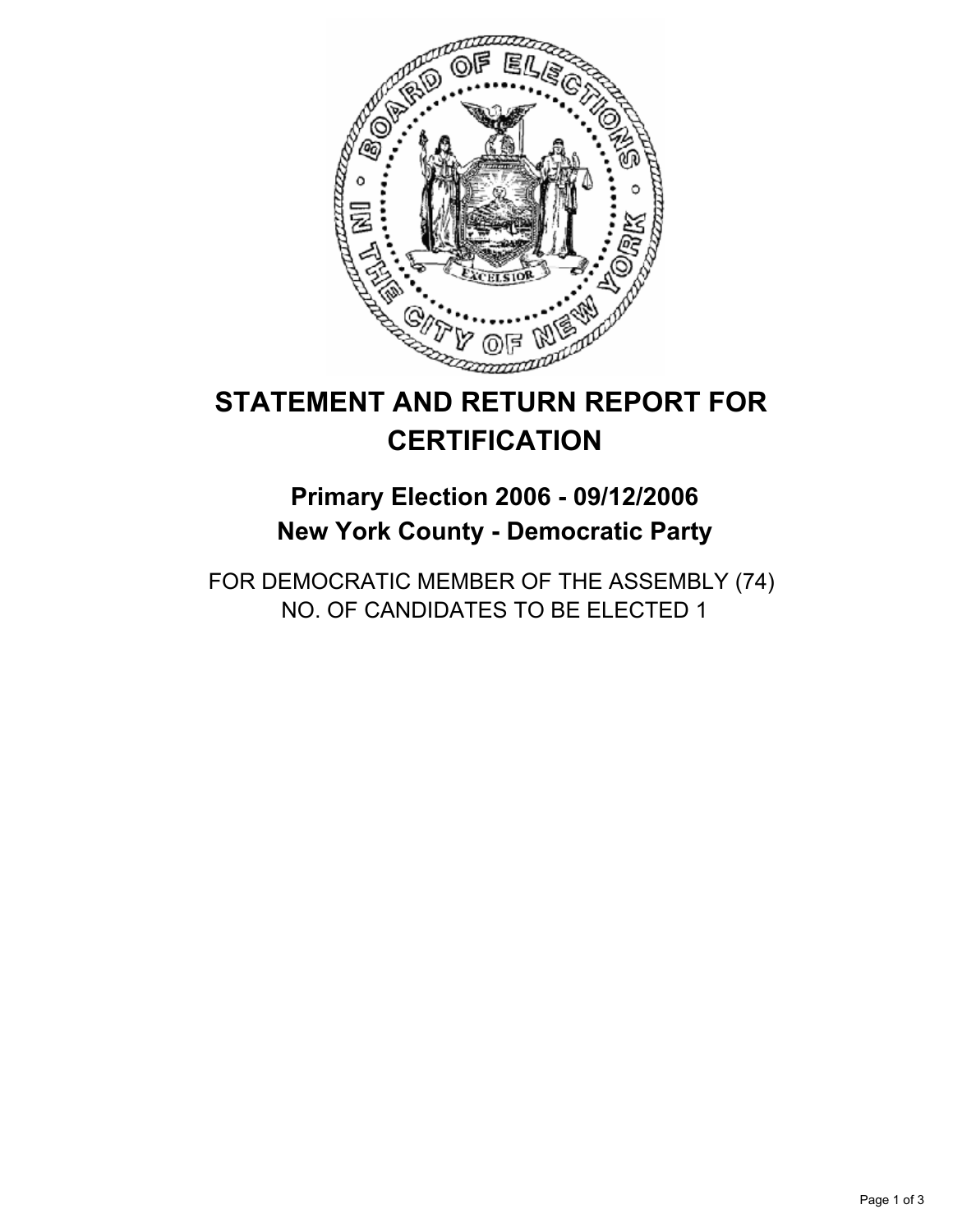# STATEMENT AND RETURN REPORT FOR CERTIFICATION

## Primary Election 2006 - 09/12/2006
## New York County - Democratic Party

FOR DEMOCRATIC MEMBER OF THE ASSEMBLY (74)
NO. OF CANDIDATES TO BE ELECTED 1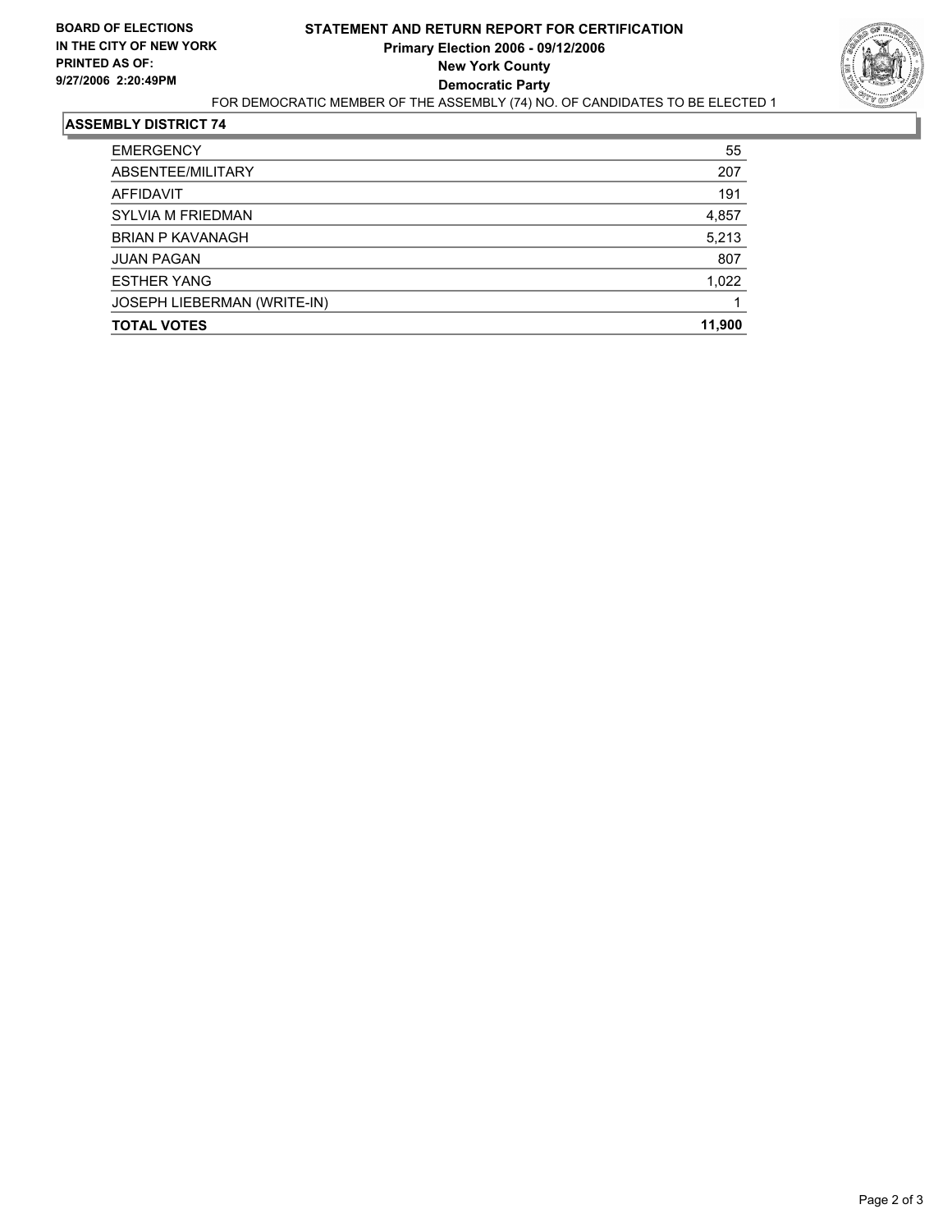**BOARD OF ELECTIONS IN THE CITY OF NEW YORK**
**PRINTED AS OF: 9/27/2006 2:20:49PM**

# STATEMENT AND RETURN REPORT FOR CERTIFICATION

## Primary Election 2006 - 09/12/2006

## New York County

## Democratic Party

FOR DEMOCRATIC MEMBER OF THE ASSEMBLY (74) NO. OF CANDIDATES TO BE ELECTED 1

### ASSEMBLY DISTRICT 74

| | |
|---|---|
| EMERGENCY | 55 |
| ABSENTEE/MILITARY | 207 |
| AFFIDAVIT | 191 |
| SYLVIA M FRIEDMAN | 4,857 |
| BRIAN P KAVANAGH | 5,213 |
| JUAN PAGAN | 807 |
| ESTHER YANG | 1,022 |
| JOSEPH LIEBERMAN (WRITE-IN) | 1 |
| **TOTAL VOTES** | **11,900** |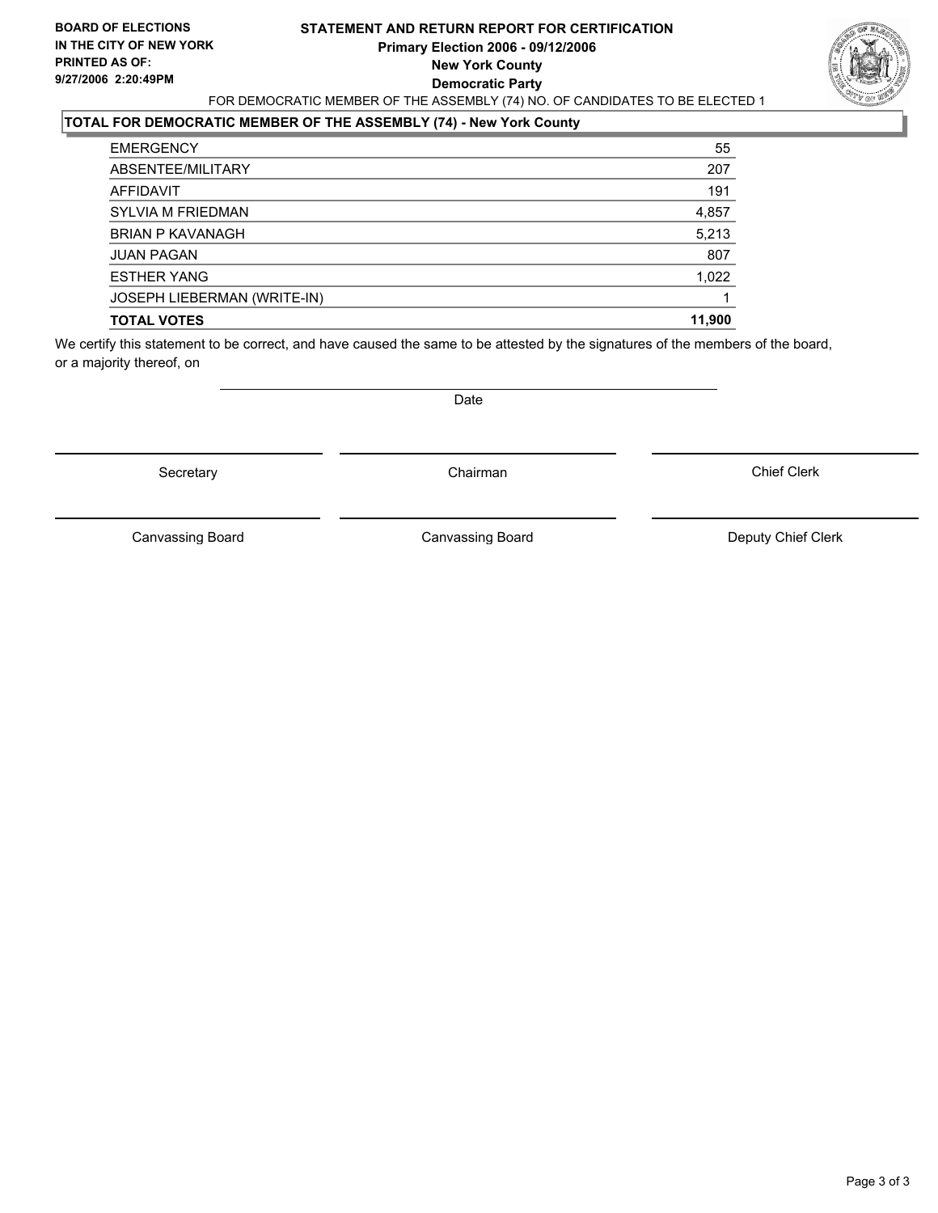**BOARD OF ELECTIONS IN THE CITY OF NEW YORK PRINTED AS OF: 9/27/2006 2:20:49PM**

**STATEMENT AND RETURN REPORT FOR CERTIFICATION**
**Primary Election 2006 - 09/12/2006**
**New York County**
**Democratic Party**

FOR DEMOCRATIC MEMBER OF THE ASSEMBLY (74) NO. OF CANDIDATES TO BE ELECTED 1

**TOTAL FOR DEMOCRATIC MEMBER OF THE ASSEMBLY (74) - New York County**

| | |
|---|---|
| EMERGENCY | 55 |
| ABSENTEE/MILITARY | 207 |
| AFFIDAVIT | 191 |
| SYLVIA M FRIEDMAN | 4,857 |
| BRIAN P KAVANAGH | 5,213 |
| JUAN PAGAN | 807 |
| ESTHER YANG | 1,022 |
| JOSEPH LIEBERMAN (WRITE-IN) | 1 |
| **TOTAL VOTES** | **11,900** |

We certify this statement to be correct, and have caused the same to be attested by the signatures of the members of the board, or a majority thereof, on

Date

Secretary

Chairman

Chief Clerk

Canvassing Board

Canvassing Board

Deputy Chief Clerk